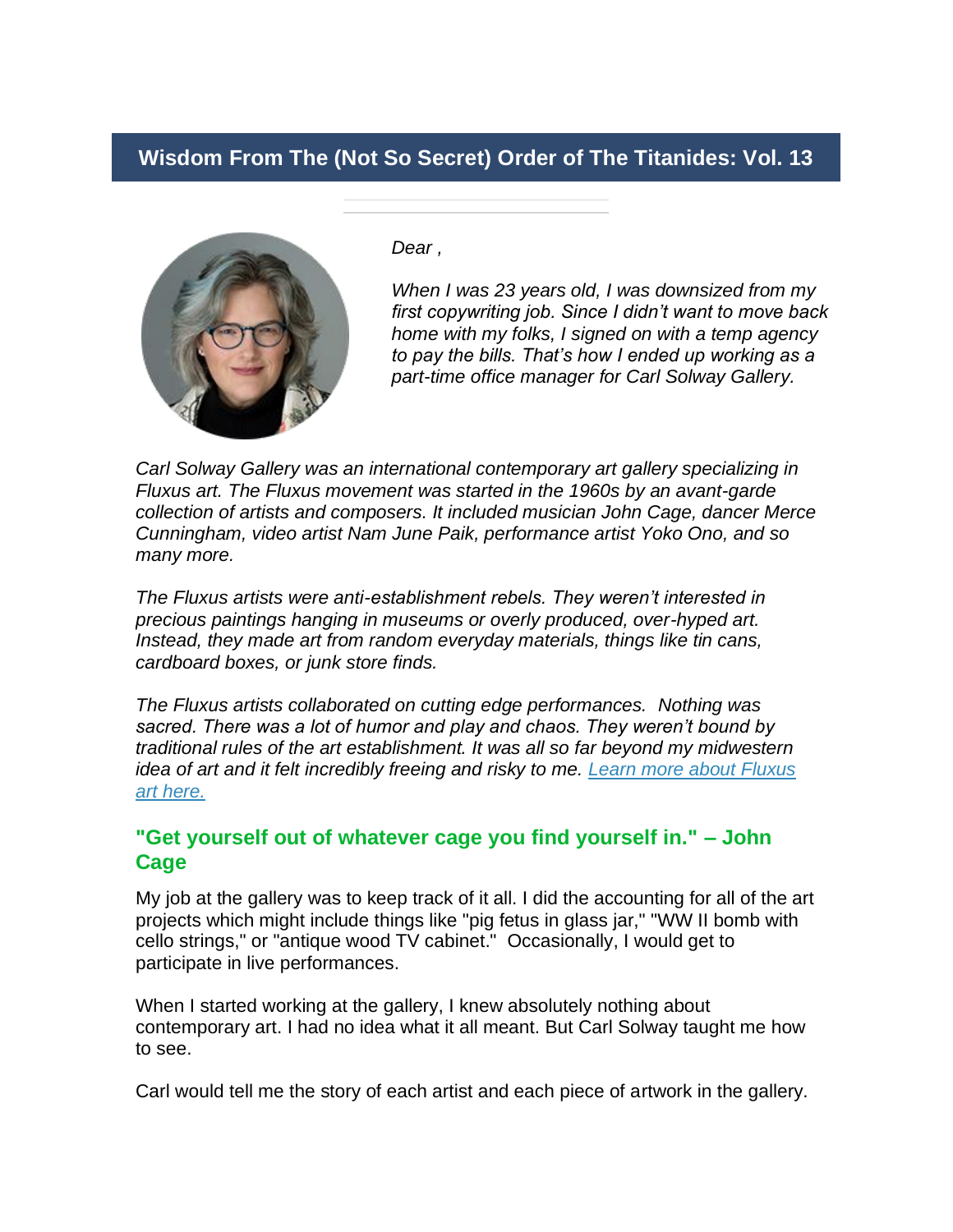# Wisdom From The (Not So Secret) Order of The Titanides: Vol. 13

*Dear ,*

*When I was 23 years old, I was downsized from my first copywriting job. Since I didn't want to move back home with my folks, I signed on with a temp agency to pay the bills. That's how I ended up working as a part-time office manager for Carl Solway Gallery.*

*Carl Solway Gallery was an international contemporary art gallery specializing in Fluxus art. The Fluxus movement was started in the 1960s by an avant-garde collection of artists and composers. It included musician John Cage, dancer Merce Cunningham, video artist Nam June Paik, performance artist Yoko Ono, and so many more.*

*The Fluxus artists were anti-establishment rebels. They weren't interested in precious paintings hanging in museums or overly produced, over-hyped art. Instead, they made art from random everyday materials, things like tin cans, cardboard boxes, or junk store finds.*

*The Fluxus artists collaborated on cutting edge performances. Nothing was sacred. There was a lot of humor and play and chaos. They weren't bound by traditional rules of the art establishment. It was all so far beyond my midwestern idea of art and it felt incredibly freeing and risky to me. [Learn more about Fluxus art here.](#)*

## "Get yourself out of whatever cage you find yourself in." – John Cage

My job at the gallery was to keep track of it all. I did the accounting for all of the art projects which might include things like "pig fetus in glass jar," "WW II bomb with cello strings," or "antique wood TV cabinet." Occasionally, I would get to participate in live performances.

When I started working at the gallery, I knew absolutely nothing about contemporary art. I had no idea what it all meant. But Carl Solway taught me how to see.

Carl would tell me the story of each artist and each piece of artwork in the gallery.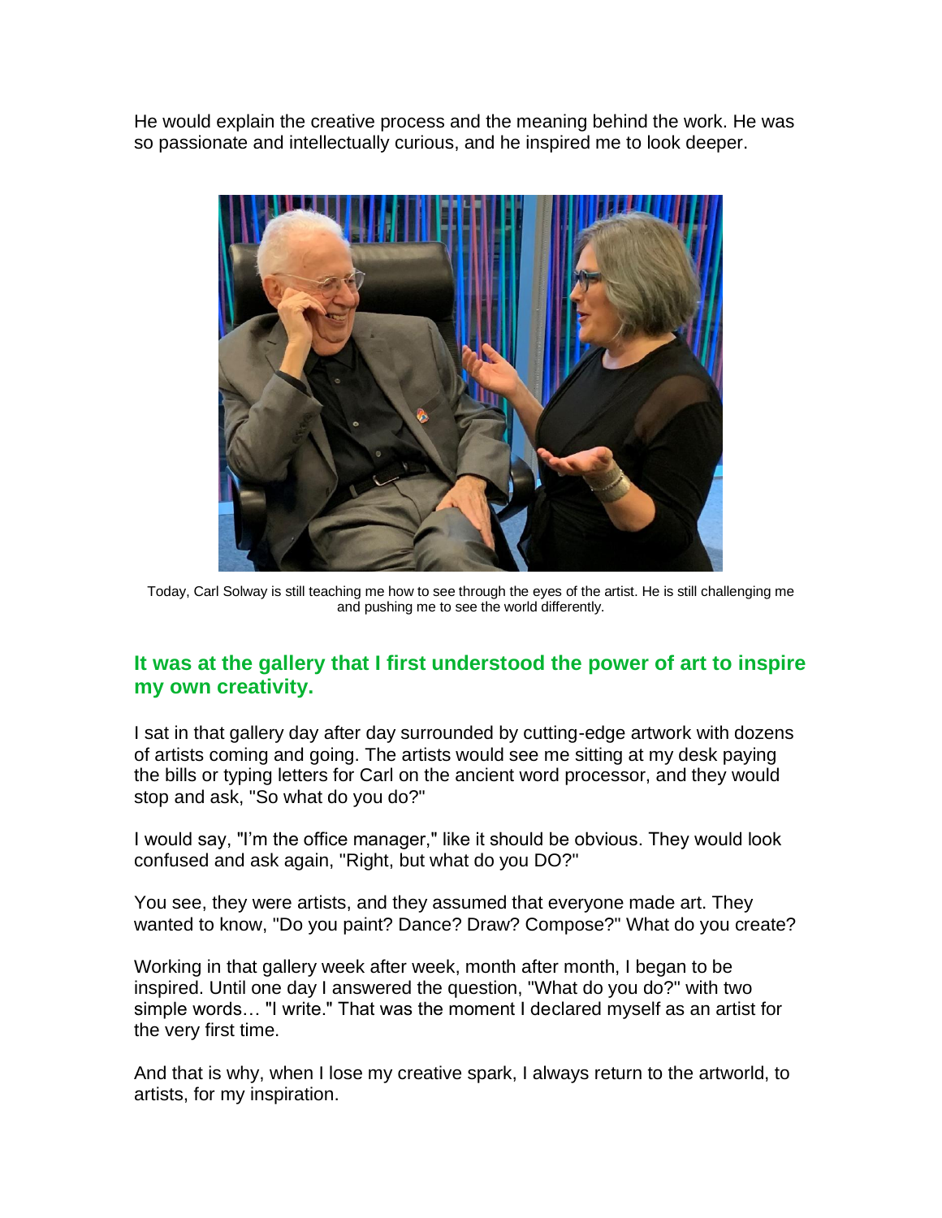He would explain the creative process and the meaning behind the work. He was so passionate and intellectually curious, and he inspired me to look deeper.

Today, Carl Solway is still teaching me how to see through the eyes of the artist. He is still challenging me and pushing me to see the world differently.

## It was at the gallery that I first understood the power of art to inspire my own creativity.

I sat in that gallery day after day surrounded by cutting-edge artwork with dozens of artists coming and going. The artists would see me sitting at my desk paying the bills or typing letters for Carl on the ancient word processor, and they would stop and ask, "So what do you do?"

I would say, "I'm the office manager," like it should be obvious. They would look confused and ask again, "Right, but what do you DO?"

You see, they were artists, and they assumed that everyone made art. They wanted to know, "Do you paint? Dance? Draw? Compose?" What do you create?

Working in that gallery week after week, month after month, I began to be inspired. Until one day I answered the question, "What do you do?" with two simple words… "I write." That was the moment I declared myself as an artist for the very first time.

And that is why, when I lose my creative spark, I always return to the artworld, to artists, for my inspiration.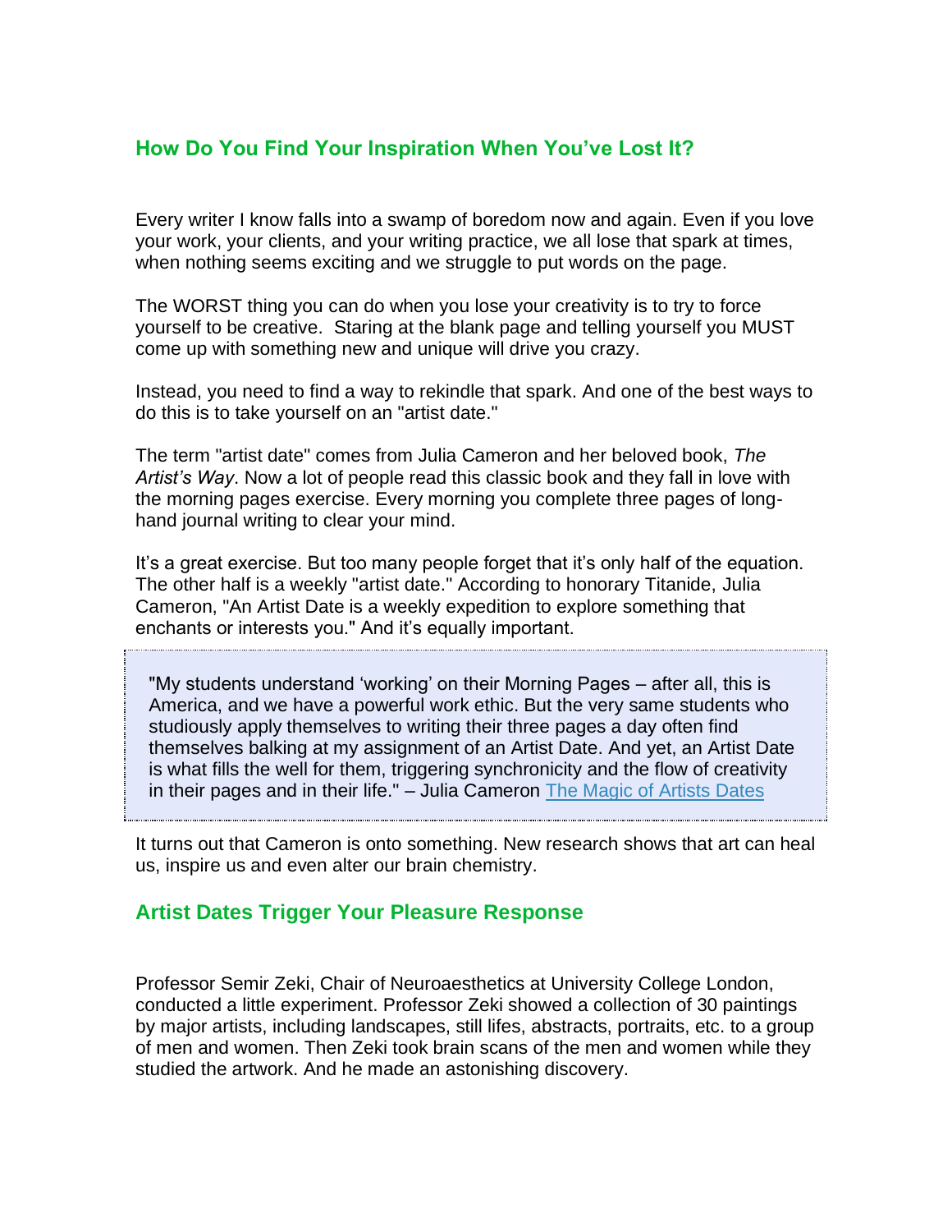## How Do You Find Your Inspiration When You've Lost It?

Every writer I know falls into a swamp of boredom now and again. Even if you love your work, your clients, and your writing practice, we all lose that spark at times, when nothing seems exciting and we struggle to put words on the page.

The WORST thing you can do when you lose your creativity is to try to force yourself to be creative. Staring at the blank page and telling yourself you MUST come up with something new and unique will drive you crazy.

Instead, you need to find a way to rekindle that spark. And one of the best ways to do this is to take yourself on an "artist date."

The term "artist date" comes from Julia Cameron and her beloved book, *The Artist's Way*. Now a lot of people read this classic book and they fall in love with the morning pages exercise. Every morning you complete three pages of long-hand journal writing to clear your mind.

It's a great exercise. But too many people forget that it's only half of the equation. The other half is a weekly "artist date." According to honorary Titanide, Julia Cameron, "An Artist Date is a weekly expedition to explore something that enchants or interests you." And it's equally important.

> "My students understand 'working' on their Morning Pages – after all, this is America, and we have a powerful work ethic. But the very same students who studiously apply themselves to writing their three pages a day often find themselves balking at my assignment of an Artist Date. And yet, an Artist Date is what fills the well for them, triggering synchronicity and the flow of creativity in their pages and in their life." – Julia Cameron [The Magic of Artists Dates]

It turns out that Cameron is onto something. New research shows that art can heal us, inspire us and even alter our brain chemistry.

## Artist Dates Trigger Your Pleasure Response

Professor Semir Zeki, Chair of Neuroaesthetics at University College London, conducted a little experiment. Professor Zeki showed a collection of 30 paintings by major artists, including landscapes, still lifes, abstracts, portraits, etc. to a group of men and women. Then Zeki took brain scans of the men and women while they studied the artwork. And he made an astonishing discovery.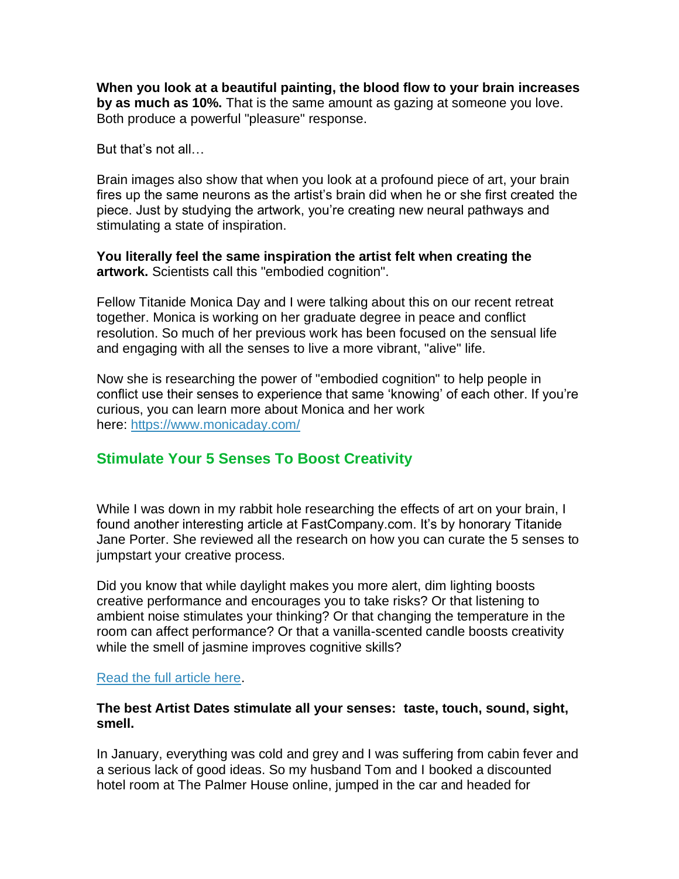**When you look at a beautiful painting, the blood flow to your brain increases by as much as 10%.** That is the same amount as gazing at someone you love. Both produce a powerful "pleasure" response.

But that's not all…

Brain images also show that when you look at a profound piece of art, your brain fires up the same neurons as the artist's brain did when he or she first created the piece. Just by studying the artwork, you're creating new neural pathways and stimulating a state of inspiration.

**You literally feel the same inspiration the artist felt when creating the artwork.** Scientists call this "embodied cognition".

Fellow Titanide Monica Day and I were talking about this on our recent retreat together. Monica is working on her graduate degree in peace and conflict resolution. So much of her previous work has been focused on the sensual life and engaging with all the senses to live a more vibrant, "alive" life.

Now she is researching the power of "embodied cognition" to help people in conflict use their senses to experience that same 'knowing' of each other. If you're curious, you can learn more about Monica and her work here: [https://www.monicaday.com/](https://www.monicaday.com/)

## Stimulate Your 5 Senses To Boost Creativity

While I was down in my rabbit hole researching the effects of art on your brain, I found another interesting article at FastCompany.com. It's by honorary Titanide Jane Porter. She reviewed all the research on how you can curate the 5 senses to jumpstart your creative process.

Did you know that while daylight makes you more alert, dim lighting boosts creative performance and encourages you to take risks? Or that listening to ambient noise stimulates your thinking? Or that changing the temperature in the room can affect performance? Or that a vanilla-scented candle boosts creativity while the smell of jasmine improves cognitive skills?

Read the full article here.

**The best Artist Dates stimulate all your senses: taste, touch, sound, sight, smell.**

In January, everything was cold and grey and I was suffering from cabin fever and a serious lack of good ideas. So my husband Tom and I booked a discounted hotel room at The Palmer House online, jumped in the car and headed for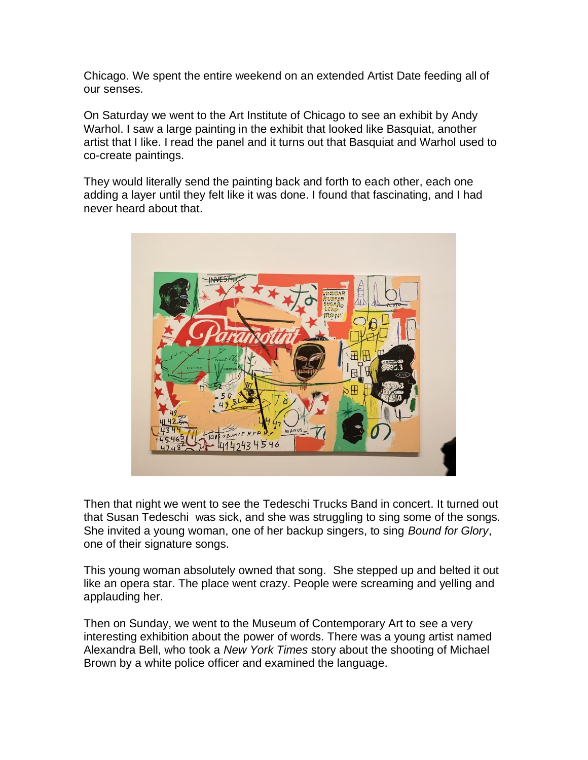Chicago. We spent the entire weekend on an extended Artist Date feeding all of our senses.

On Saturday we went to the Art Institute of Chicago to see an exhibit by Andy Warhol. I saw a large painting in the exhibit that looked like Basquiat, another artist that I like. I read the panel and it turns out that Basquiat and Warhol used to co-create paintings.

They would literally send the painting back and forth to each other, each one adding a layer until they felt like it was done. I found that fascinating, and I had never heard about that.

Then that night we went to see the Tedeschi Trucks Band in concert. It turned out that Susan Tedeschi was sick, and she was struggling to sing some of the songs. She invited a young woman, one of her backup singers, to sing *Bound for Glory*, one of their signature songs.

This young woman absolutely owned that song. She stepped up and belted it out like an opera star. The place went crazy. People were screaming and yelling and applauding her.

Then on Sunday, we went to the Museum of Contemporary Art to see a very interesting exhibition about the power of words. There was a young artist named Alexandra Bell, who took a *New York Times* story about the shooting of Michael Brown by a white police officer and examined the language.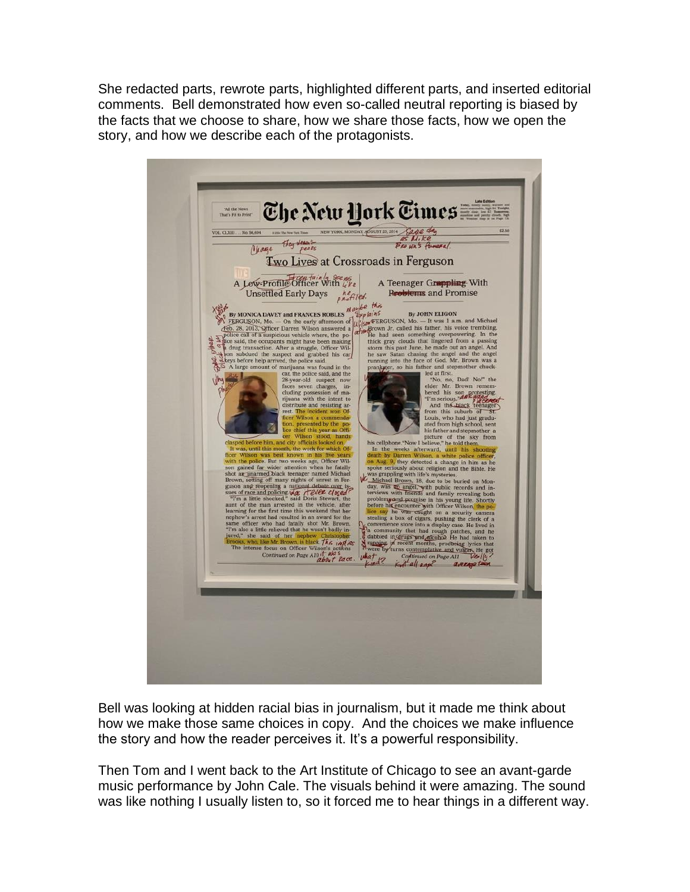She redacted parts, rewrote parts, highlighted different parts, and inserted editorial comments. Bell demonstrated how even so-called neutral reporting is biased by the facts that we choose to share, how we share those facts, how we open the story, and how we describe each of the protagonists.

Bell was looking at hidden racial bias in journalism, but it made me think about how we make those same choices in copy. And the choices we make influence the story and how the reader perceives it. It's a powerful responsibility.

Then Tom and I went back to the Art Institute of Chicago to see an avant-garde music performance by John Cale. The visuals behind it were amazing. The sound was like nothing I usually listen to, so it forced me to hear things in a different way.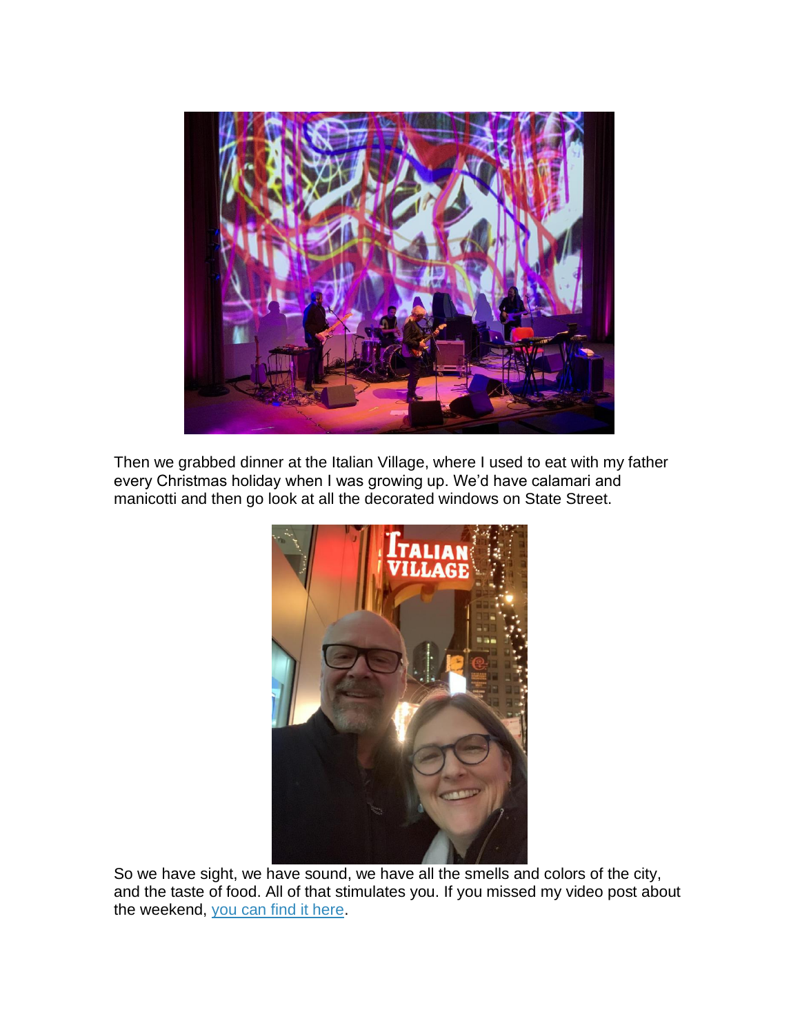Then we grabbed dinner at the Italian Village, where I used to eat with my father every Christmas holiday when I was growing up. We'd have calamari and manicotti and then go look at all the decorated windows on State Street.

So we have sight, we have sound, we have all the smells and colors of the city, and the taste of food. All of that stimulates you. If you missed my video post about the weekend, [you can find it here](#).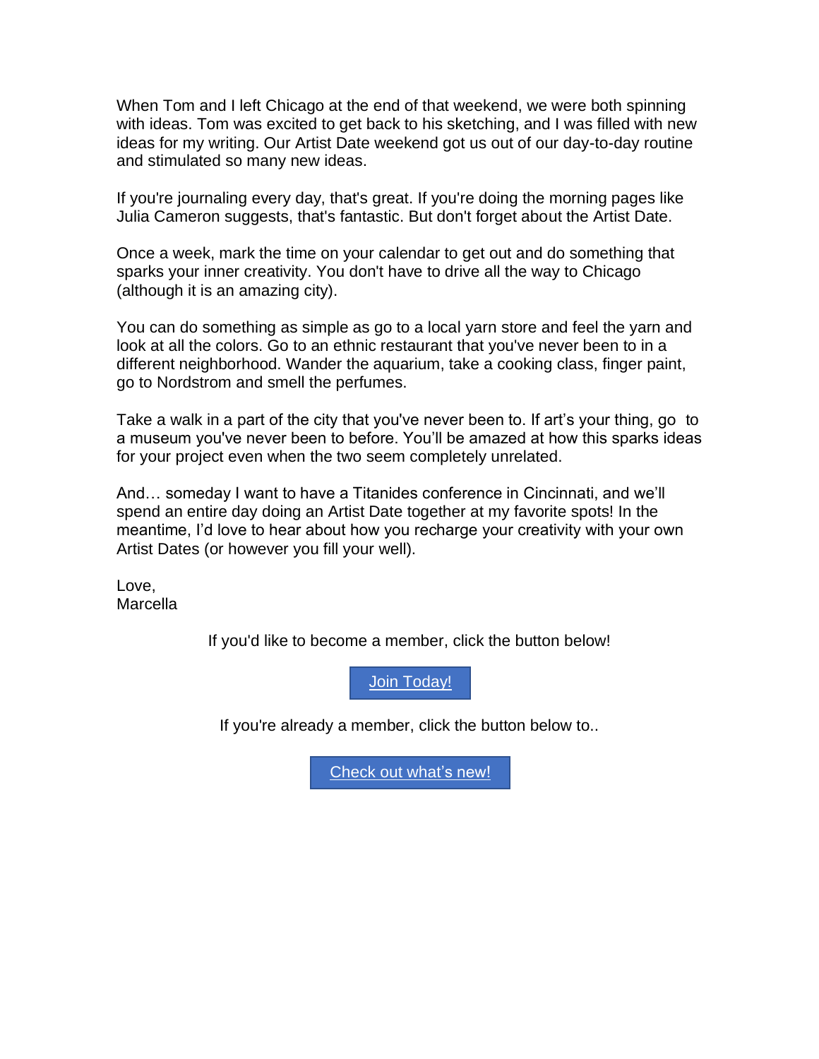When Tom and I left Chicago at the end of that weekend, we were both spinning with ideas. Tom was excited to get back to his sketching, and I was filled with new ideas for my writing. Our Artist Date weekend got us out of our day-to-day routine and stimulated so many new ideas.

If you're journaling every day, that's great. If you're doing the morning pages like Julia Cameron suggests, that's fantastic. But don't forget about the Artist Date.

Once a week, mark the time on your calendar to get out and do something that sparks your inner creativity. You don't have to drive all the way to Chicago (although it is an amazing city).

You can do something as simple as go to a local yarn store and feel the yarn and look at all the colors. Go to an ethnic restaurant that you've never been to in a different neighborhood. Wander the aquarium, take a cooking class, finger paint, go to Nordstrom and smell the perfumes.

Take a walk in a part of the city that you've never been to. If art's your thing, go to a museum you've never been to before. You'll be amazed at how this sparks ideas for your project even when the two seem completely unrelated.

And… someday I want to have a Titanides conference in Cincinnati, and we'll spend an entire day doing an Artist Date together at my favorite spots! In the meantime, I'd love to hear about how you recharge your creativity with your own Artist Dates (or however you fill your well).

Love,
Marcella

If you'd like to become a member, click the button below!

[Join Today!]

If you're already a member, click the button below to..

[Check out what's new!]